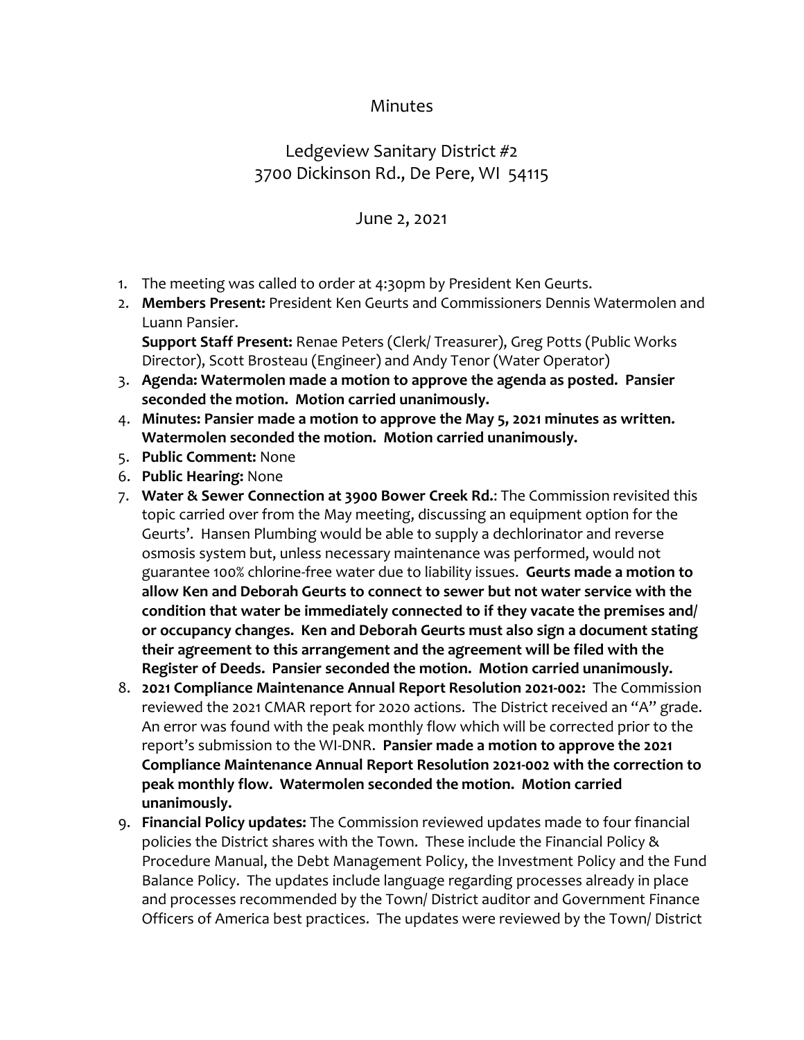# Minutes

## Ledgeview Sanitary District #2
## 3700 Dickinson Rd., De Pere, WI 54115

June 2, 2021

1. The meeting was called to order at 4:30pm by President Ken Geurts.
2. **Members Present:** President Ken Geurts and Commissioners Dennis Watermolen and Luann Pansier.
   **Support Staff Present:** Renae Peters (Clerk/ Treasurer), Greg Potts (Public Works Director), Scott Brosteau (Engineer) and Andy Tenor (Water Operator)
3. **Agenda: Watermolen made a motion to approve the agenda as posted. Pansier seconded the motion. Motion carried unanimously.**
4. **Minutes: Pansier made a motion to approve the May 5, 2021 minutes as written. Watermolen seconded the motion. Motion carried unanimously.**
5. **Public Comment:** None
6. **Public Hearing:** None
7. **Water & Sewer Connection at 3900 Bower Creek Rd.**: The Commission revisited this topic carried over from the May meeting, discussing an equipment option for the Geurts'. Hansen Plumbing would be able to supply a dechlorinator and reverse osmosis system but, unless necessary maintenance was performed, would not guarantee 100% chlorine-free water due to liability issues. **Geurts made a motion to allow Ken and Deborah Geurts to connect to sewer but not water service with the condition that water be immediately connected to if they vacate the premises and/ or occupancy changes. Ken and Deborah Geurts must also sign a document stating their agreement to this arrangement and the agreement will be filed with the Register of Deeds. Pansier seconded the motion. Motion carried unanimously.**
8. **2021 Compliance Maintenance Annual Report Resolution 2021-002:** The Commission reviewed the 2021 CMAR report for 2020 actions. The District received an "A" grade. An error was found with the peak monthly flow which will be corrected prior to the report's submission to the WI-DNR. **Pansier made a motion to approve the 2021 Compliance Maintenance Annual Report Resolution 2021-002 with the correction to peak monthly flow. Watermolen seconded the motion. Motion carried unanimously.**
9. **Financial Policy updates:** The Commission reviewed updates made to four financial policies the District shares with the Town. These include the Financial Policy & Procedure Manual, the Debt Management Policy, the Investment Policy and the Fund Balance Policy. The updates include language regarding processes already in place and processes recommended by the Town/ District auditor and Government Finance Officers of America best practices. The updates were reviewed by the Town/ District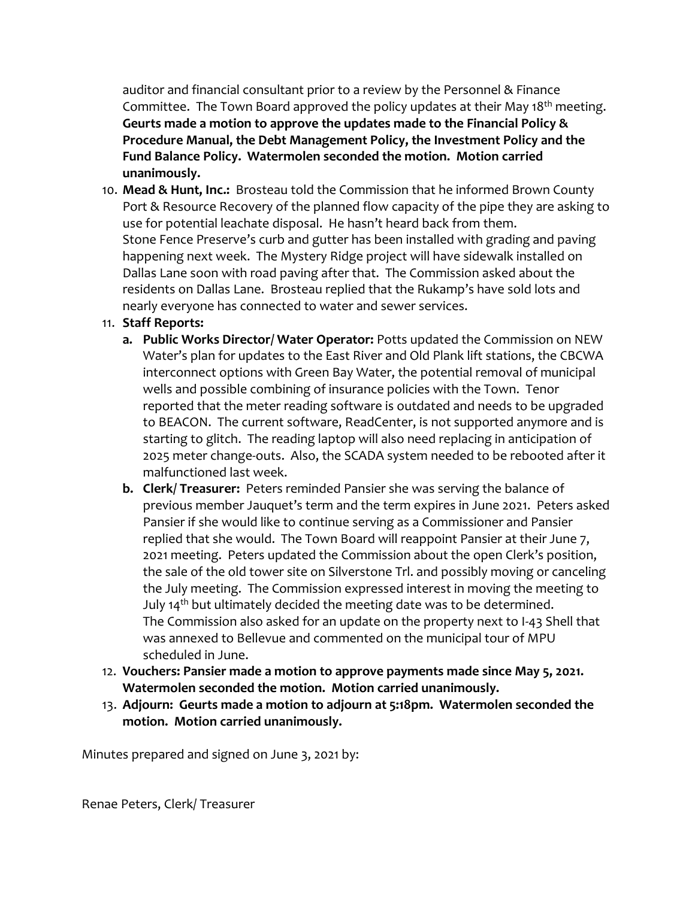auditor and financial consultant prior to a review by the Personnel & Finance Committee. The Town Board approved the policy updates at their May 18th meeting. **Geurts made a motion to approve the updates made to the Financial Policy & Procedure Manual, the Debt Management Policy, the Investment Policy and the Fund Balance Policy. Watermolen seconded the motion. Motion carried unanimously.**

10. **Mead & Hunt, Inc.:** Brosteau told the Commission that he informed Brown County Port & Resource Recovery of the planned flow capacity of the pipe they are asking to use for potential leachate disposal. He hasn't heard back from them. Stone Fence Preserve's curb and gutter has been installed with grading and paving happening next week. The Mystery Ridge project will have sidewalk installed on Dallas Lane soon with road paving after that. The Commission asked about the residents on Dallas Lane. Brosteau replied that the Rukamp's have sold lots and nearly everyone has connected to water and sewer services.
11. **Staff Reports:**
    a. **Public Works Director/ Water Operator:** Potts updated the Commission on NEW Water's plan for updates to the East River and Old Plank lift stations, the CBCWA interconnect options with Green Bay Water, the potential removal of municipal wells and possible combining of insurance policies with the Town. Tenor reported that the meter reading software is outdated and needs to be upgraded to BEACON. The current software, ReadCenter, is not supported anymore and is starting to glitch. The reading laptop will also need replacing in anticipation of 2025 meter change-outs. Also, the SCADA system needed to be rebooted after it malfunctioned last week.
    b. **Clerk/ Treasurer:** Peters reminded Pansier she was serving the balance of previous member Jauquet's term and the term expires in June 2021. Peters asked Pansier if she would like to continue serving as a Commissioner and Pansier replied that she would. The Town Board will reappoint Pansier at their June 7, 2021 meeting. Peters updated the Commission about the open Clerk's position, the sale of the old tower site on Silverstone Trl. and possibly moving or canceling the July meeting. The Commission expressed interest in moving the meeting to July 14th but ultimately decided the meeting date was to be determined. The Commission also asked for an update on the property next to I-43 Shell that was annexed to Bellevue and commented on the municipal tour of MPU scheduled in June.
12. **Vouchers: Pansier made a motion to approve payments made since May 5, 2021. Watermolen seconded the motion. Motion carried unanimously.**
13. **Adjourn: Geurts made a motion to adjourn at 5:18pm. Watermolen seconded the motion. Motion carried unanimously.**

Minutes prepared and signed on June 3, 2021 by:

Renae Peters, Clerk/ Treasurer